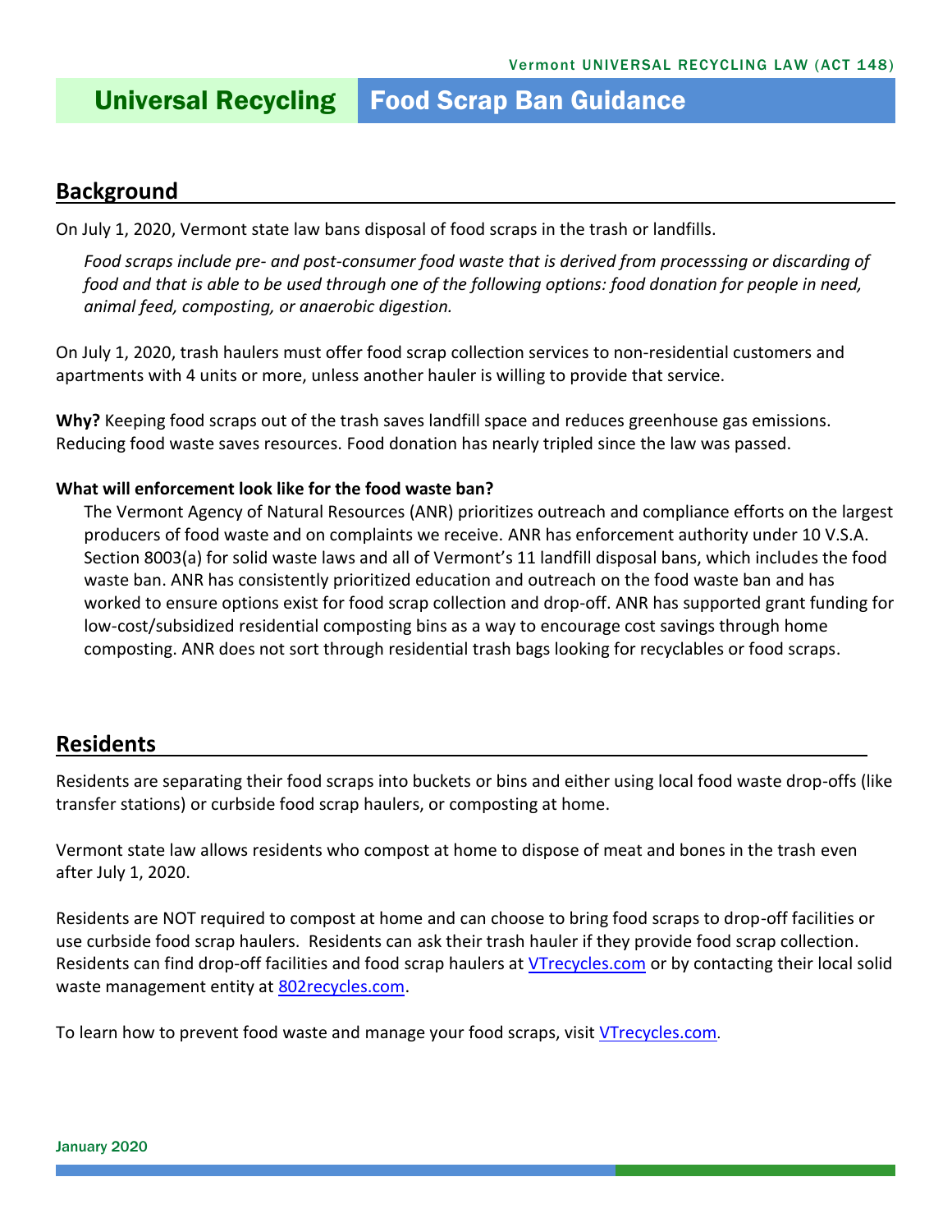Vermont UNIVERSAL RECYCLING LAW (ACT 148)

# Universal Recycling Food Scrap Ban Guidance

## Background

On July 1, 2020, Vermont state law bans disposal of food scraps in the trash or landfills.

*Food scraps include pre- and post-consumer food waste that is derived from processsing or discarding of food and that is able to be used through one of the following options: food donation for people in need, animal feed, composting, or anaerobic digestion.*

On July 1, 2020, trash haulers must offer food scrap collection services to non-residential customers and apartments with 4 units or more, unless another hauler is willing to provide that service.

**Why?** Keeping food scraps out of the trash saves landfill space and reduces greenhouse gas emissions. Reducing food waste saves resources. Food donation has nearly tripled since the law was passed.

**What will enforcement look like for the food waste ban?**

The Vermont Agency of Natural Resources (ANR) prioritizes outreach and compliance efforts on the largest producers of food waste and on complaints we receive. ANR has enforcement authority under 10 V.S.A. Section 8003(a) for solid waste laws and all of Vermont's 11 landfill disposal bans, which includes the food waste ban. ANR has consistently prioritized education and outreach on the food waste ban and has worked to ensure options exist for food scrap collection and drop-off. ANR has supported grant funding for low-cost/subsidized residential composting bins as a way to encourage cost savings through home composting. ANR does not sort through residential trash bags looking for recyclables or food scraps.

## Residents

Residents are separating their food scraps into buckets or bins and either using local food waste drop-offs (like transfer stations) or curbside food scrap haulers, or composting at home.

Vermont state law allows residents who compost at home to dispose of meat and bones in the trash even after July 1, 2020.

Residents are NOT required to compost at home and can choose to bring food scraps to drop-off facilities or use curbside food scrap haulers. Residents can ask their trash hauler if they provide food scrap collection. Residents can find drop-off facilities and food scrap haulers at VTrecycles.com or by contacting their local solid waste management entity at 802recycles.com.

To learn how to prevent food waste and manage your food scraps, visit VTrecycles.com.

January 2020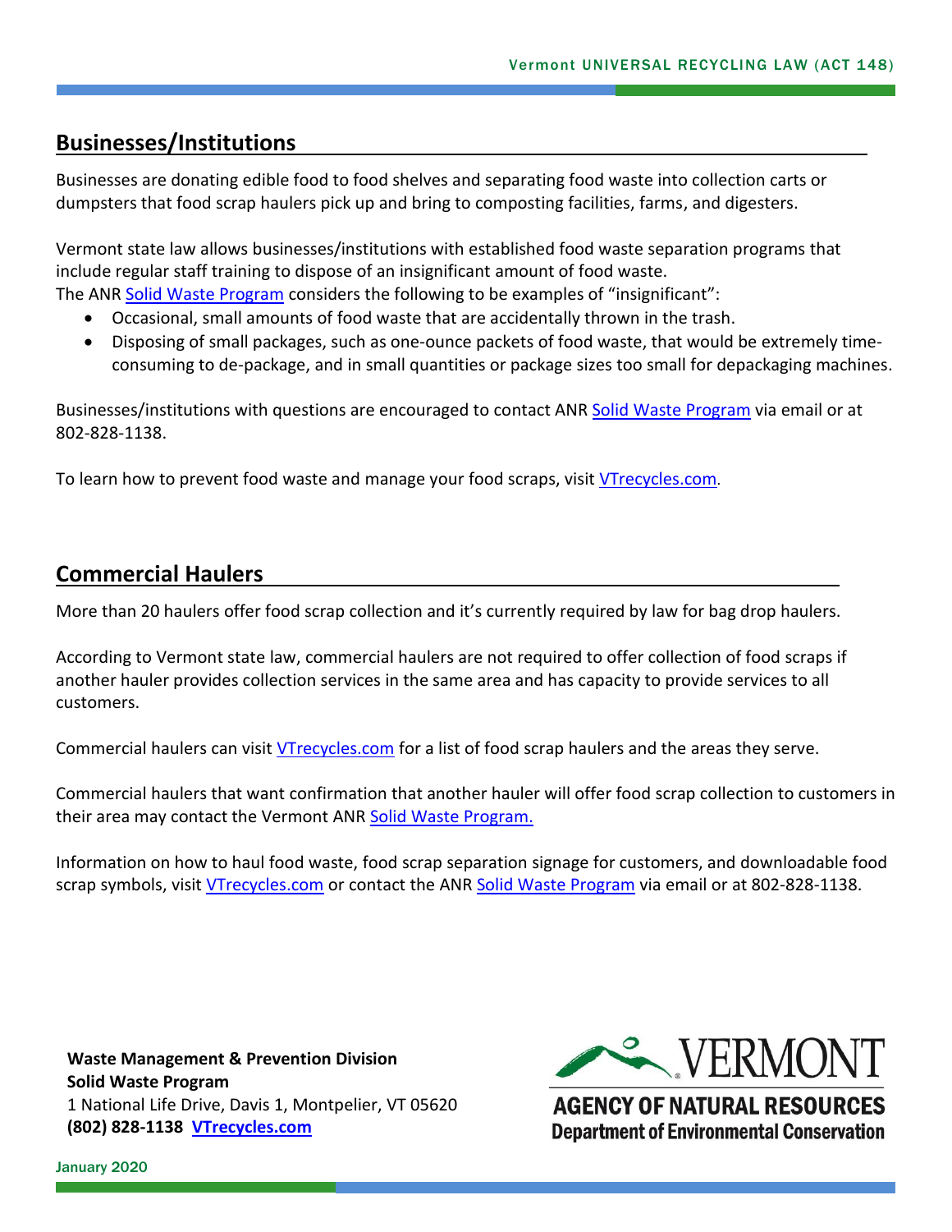## Businesses/Institutions

Businesses are donating edible food to food shelves and separating food waste into collection carts or dumpsters that food scrap haulers pick up and bring to composting facilities, farms, and digesters.

Vermont state law allows businesses/institutions with established food waste separation programs that include regular staff training to dispose of an insignificant amount of food waste.
The ANR Solid Waste Program considers the following to be examples of "insignificant":

- Occasional, small amounts of food waste that are accidentally thrown in the trash.
- Disposing of small packages, such as one-ounce packets of food waste, that would be extremely time-consuming to de-package, and in small quantities or package sizes too small for depackaging machines.

Businesses/institutions with questions are encouraged to contact ANR Solid Waste Program via email or at 802-828-1138.

To learn how to prevent food waste and manage your food scraps, visit VTrecycles.com.

## Commercial Haulers

More than 20 haulers offer food scrap collection and it's currently required by law for bag drop haulers.

According to Vermont state law, commercial haulers are not required to offer collection of food scraps if another hauler provides collection services in the same area and has capacity to provide services to all customers.

Commercial haulers can visit VTrecycles.com for a list of food scrap haulers and the areas they serve.

Commercial haulers that want confirmation that another hauler will offer food scrap collection to customers in their area may contact the Vermont ANR Solid Waste Program.

Information on how to haul food waste, food scrap separation signage for customers, and downloadable food scrap symbols, visit VTrecycles.com or contact the ANR Solid Waste Program via email or at 802-828-1138.

**Waste Management & Prevention Division**
**Solid Waste Program**
1 National Life Drive, Davis 1, Montpelier, VT 05620
**(802) 828-1138 VTrecycles.com**

VERMONT
AGENCY OF NATURAL RESOURCES
Department of Environmental Conservation

January 2020